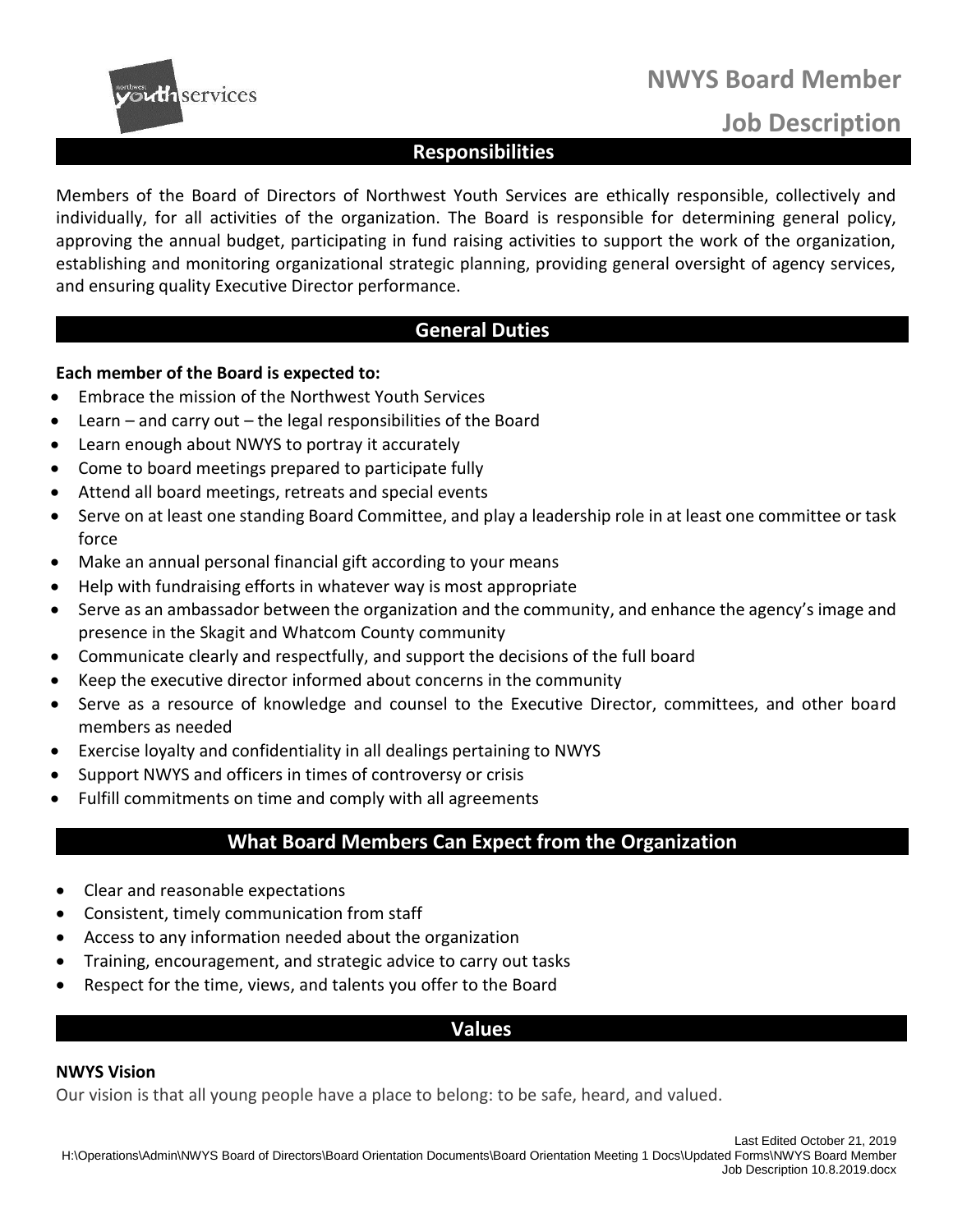# NWYS Board Member Job Description

## Responsibilities

Members of the Board of Directors of Northwest Youth Services are ethically responsible, collectively and individually, for all activities of the organization. The Board is responsible for determining general policy, approving the annual budget, participating in fund raising activities to support the work of the organization, establishing and monitoring organizational strategic planning, providing general oversight of agency services, and ensuring quality Executive Director performance.

## General Duties

**Each member of the Board is expected to:**

- Embrace the mission of the Northwest Youth Services
- Learn – and carry out – the legal responsibilities of the Board
- Learn enough about NWYS to portray it accurately
- Come to board meetings prepared to participate fully
- Attend all board meetings, retreats and special events
- Serve on at least one standing Board Committee, and play a leadership role in at least one committee or task force
- Make an annual personal financial gift according to your means
- Help with fundraising efforts in whatever way is most appropriate
- Serve as an ambassador between the organization and the community, and enhance the agency's image and presence in the Skagit and Whatcom County community
- Communicate clearly and respectfully, and support the decisions of the full board
- Keep the executive director informed about concerns in the community
- Serve as a resource of knowledge and counsel to the Executive Director, committees, and other board members as needed
- Exercise loyalty and confidentiality in all dealings pertaining to NWYS
- Support NWYS and officers in times of controversy or crisis
- Fulfill commitments on time and comply with all agreements

## What Board Members Can Expect from the Organization

- Clear and reasonable expectations
- Consistent, timely communication from staff
- Access to any information needed about the organization
- Training, encouragement, and strategic advice to carry out tasks
- Respect for the time, views, and talents you offer to the Board

## Values

**NWYS Vision**

Our vision is that all young people have a place to belong: to be safe, heard, and valued.

Last Edited October 21, 2019
H:\Operations\Admin\NWYS Board of Directors\Board Orientation Documents\Board Orientation Meeting 1 Docs\Updated Forms\NWYS Board Member Job Description 10.8.2019.docx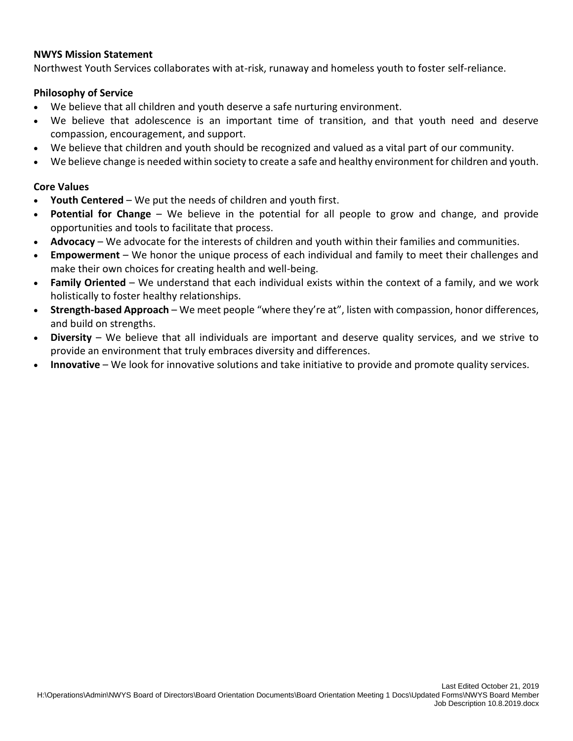**NWYS Mission Statement**

Northwest Youth Services collaborates with at-risk, runaway and homeless youth to foster self-reliance.

**Philosophy of Service**

- We believe that all children and youth deserve a safe nurturing environment.
- We believe that adolescence is an important time of transition, and that youth need and deserve compassion, encouragement, and support.
- We believe that children and youth should be recognized and valued as a vital part of our community.
- We believe change is needed within society to create a safe and healthy environment for children and youth.

**Core Values**

- **Youth Centered** – We put the needs of children and youth first.
- **Potential for Change** – We believe in the potential for all people to grow and change, and provide opportunities and tools to facilitate that process.
- **Advocacy** – We advocate for the interests of children and youth within their families and communities.
- **Empowerment** – We honor the unique process of each individual and family to meet their challenges and make their own choices for creating health and well-being.
- **Family Oriented** – We understand that each individual exists within the context of a family, and we work holistically to foster healthy relationships.
- **Strength-based Approach** – We meet people "where they're at", listen with compassion, honor differences, and build on strengths.
- **Diversity** – We believe that all individuals are important and deserve quality services, and we strive to provide an environment that truly embraces diversity and differences.
- **Innovative** – We look for innovative solutions and take initiative to provide and promote quality services.